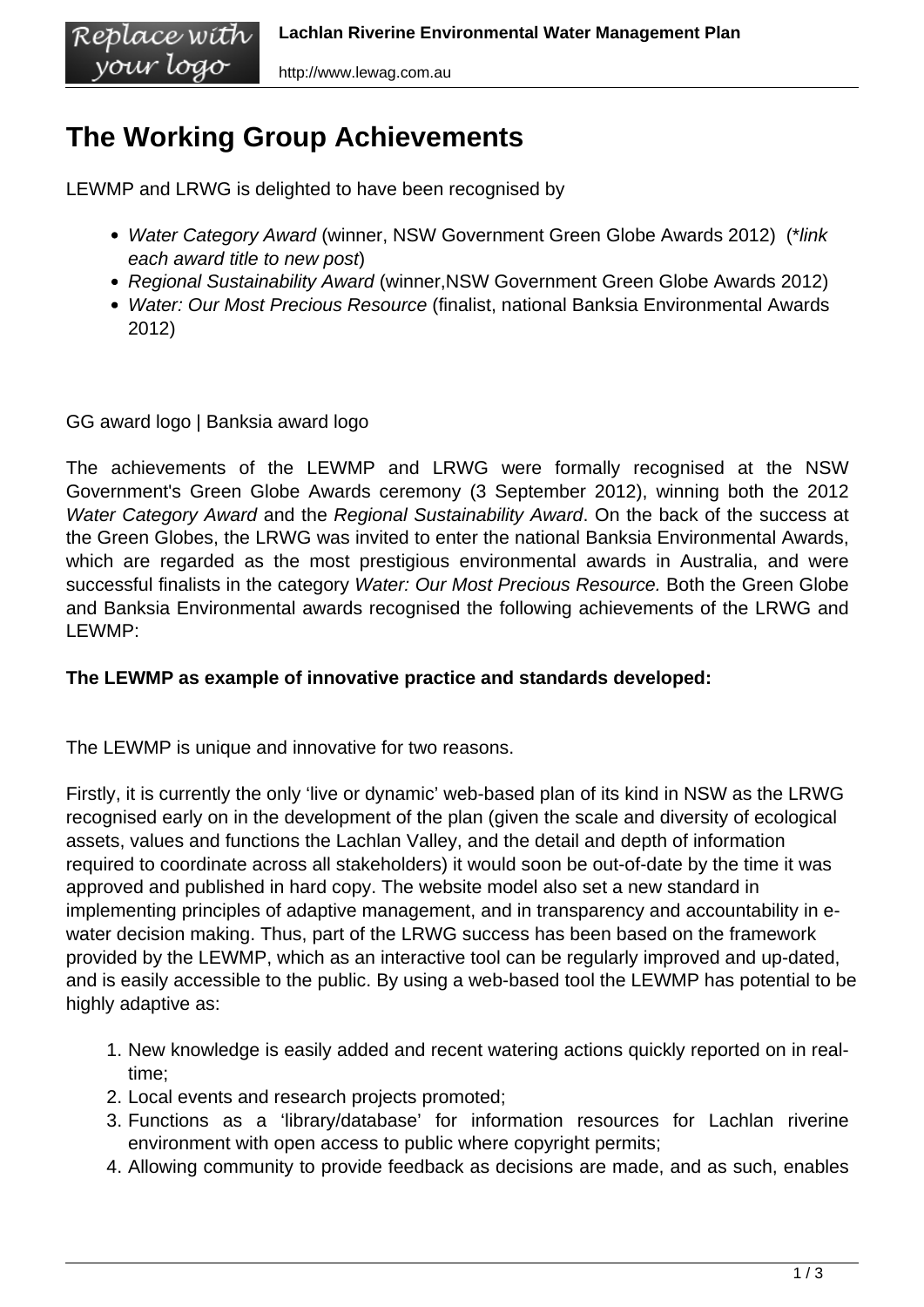# The Working Group Achievements

LEWMP and LRWG is delighted to have been recognised by

- *Water Category Award* (winner, NSW Government Green Globe Awards 2012)  (*\*link each award title to new post*)
- *Regional Sustainability Award* (winner,NSW Government Green Globe Awards 2012)
- *Water: Our Most Precious Resource* (finalist, national Banksia Environmental Awards 2012)

GG award logo | Banksia award logo

The achievements of the LEWMP and LRWG were formally recognised at the NSW Government's Green Globe Awards ceremony (3 September 2012), winning both the 2012 *Water Category Award* and the *Regional Sustainability Award*. On the back of the success at the Green Globes, the LRWG was invited to enter the national Banksia Environmental Awards, which are regarded as the most prestigious environmental awards in Australia, and were successful finalists in the category *Water: Our Most Precious Resource.* Both the Green Globe and Banksia Environmental awards recognised the following achievements of the LRWG and LEWMP:

**The LEWMP as example of innovative practice and standards developed:**

The LEWMP is unique and innovative for two reasons.

Firstly, it is currently the only 'live or dynamic' web-based plan of its kind in NSW as the LRWG recognised early on in the development of the plan (given the scale and diversity of ecological assets, values and functions the Lachlan Valley, and the detail and depth of information required to coordinate across all stakeholders) it would soon be out-of-date by the time it was approved and published in hard copy. The website model also set a new standard in implementing principles of adaptive management, and in transparency and accountability in e-water decision making. Thus, part of the LRWG success has been based on the framework provided by the LEWMP, which as an interactive tool can be regularly improved and up-dated, and is easily accessible to the public. By using a web-based tool the LEWMP has potential to be highly adaptive as:

1. New knowledge is easily added and recent watering actions quickly reported on in real-time;
2. Local events and research projects promoted;
3. Functions as a 'library/database' for information resources for Lachlan riverine environment with open access to public where copyright permits;
4. Allowing community to provide feedback as decisions are made, and as such, enables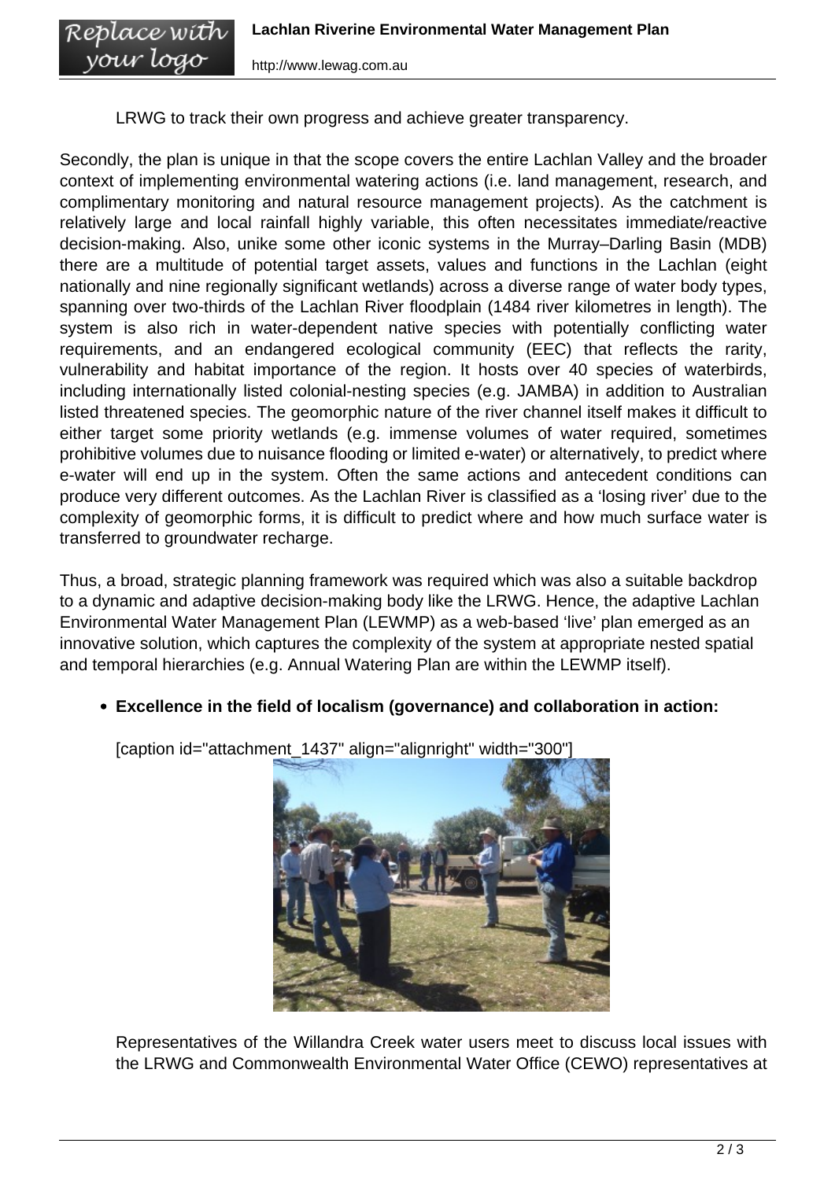LRWG to track their own progress and achieve greater transparency.

Secondly, the plan is unique in that the scope covers the entire Lachlan Valley and the broader context of implementing environmental watering actions (i.e. land management, research, and complimentary monitoring and natural resource management projects). As the catchment is relatively large and local rainfall highly variable, this often necessitates immediate/reactive decision-making. Also, unike some other iconic systems in the Murray–Darling Basin (MDB) there are a multitude of potential target assets, values and functions in the Lachlan (eight nationally and nine regionally significant wetlands) across a diverse range of water body types, spanning over two-thirds of the Lachlan River floodplain (1484 river kilometres in length). The system is also rich in water-dependent native species with potentially conflicting water requirements, and an endangered ecological community (EEC) that reflects the rarity, vulnerability and habitat importance of the region. It hosts over 40 species of waterbirds, including internationally listed colonial-nesting species (e.g. JAMBA) in addition to Australian listed threatened species. The geomorphic nature of the river channel itself makes it difficult to either target some priority wetlands (e.g. immense volumes of water required, sometimes prohibitive volumes due to nuisance flooding or limited e-water) or alternatively, to predict where e-water will end up in the system. Often the same actions and antecedent conditions can produce very different outcomes. As the Lachlan River is classified as a 'losing river' due to the complexity of geomorphic forms, it is difficult to predict where and how much surface water is transferred to groundwater recharge.

Thus, a broad, strategic planning framework was required which was also a suitable backdrop to a dynamic and adaptive decision-making body like the LRWG. Hence, the adaptive Lachlan Environmental Water Management Plan (LEWMP) as a web-based 'live' plan emerged as an innovative solution, which captures the complexity of the system at appropriate nested spatial and temporal hierarchies (e.g. Annual Watering Plan are within the LEWMP itself).

- **Excellence in the field of localism (governance) and collaboration in action:**

  [caption id="attachment_1437" align="alignright" width="300"]

  Representatives of the Willandra Creek water users meet to discuss local issues with the LRWG and Commonwealth Environmental Water Office (CEWO) representatives at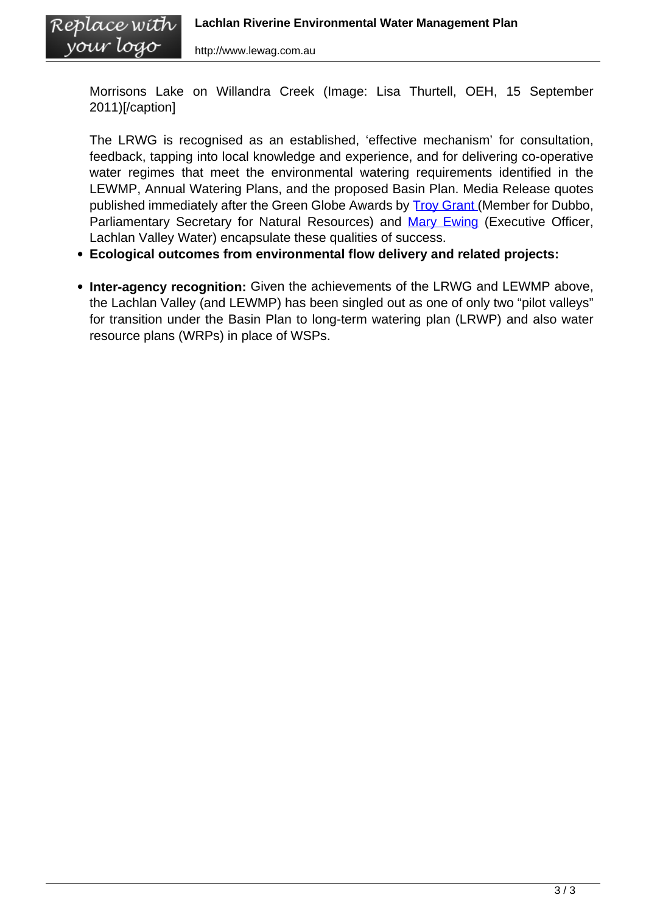Morrisons Lake on Willandra Creek (Image: Lisa Thurtell, OEH, 15 September 2011)[/caption]

The LRWG is recognised as an established, 'effective mechanism' for consultation, feedback, tapping into local knowledge and experience, and for delivering co-operative water regimes that meet the environmental watering requirements identified in the LEWMP, Annual Watering Plans, and the proposed Basin Plan. Media Release quotes published immediately after the Green Globe Awards by Troy Grant (Member for Dubbo, Parliamentary Secretary for Natural Resources) and Mary Ewing (Executive Officer, Lachlan Valley Water) encapsulate these qualities of success.

- **Ecological outcomes from environmental flow delivery and related projects:**
- **Inter-agency recognition:** Given the achievements of the LRWG and LEWMP above, the Lachlan Valley (and LEWMP) has been singled out as one of only two "pilot valleys" for transition under the Basin Plan to long-term watering plan (LRWP) and also water resource plans (WRPs) in place of WSPs.